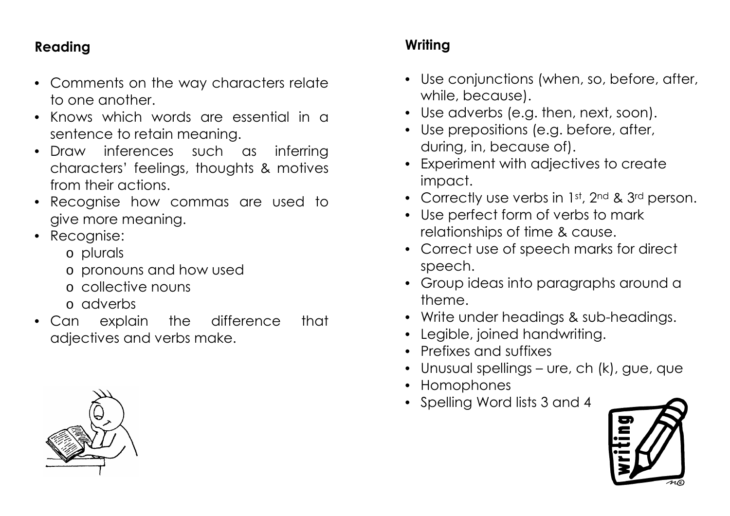## Reading

- Comments on the way characters relate to one another.
- Knows which words are essential in a sentence to retain meaning.
- Draw inferences such as inferring characters' feelings, thoughts & motives from their actions.
- Recognise how commas are used to give more meaning.
- Recognise:
  - plurals
  - pronouns and how used
  - collective nouns
  - adverbs
- Can explain the difference that adjectives and verbs make.

## Writing

- Use conjunctions (when, so, before, after, while, because).
- Use adverbs (e.g. then, next, soon).
- Use prepositions (e.g. before, after, during, in, because of).
- Experiment with adjectives to create impact.
- Correctly use verbs in 1st, 2nd & 3rd person.
- Use perfect form of verbs to mark relationships of time & cause.
- Correct use of speech marks for direct speech.
- Group ideas into paragraphs around a theme.
- Write under headings & sub-headings.
- Legible, joined handwriting.
- Prefixes and suffixes
- Unusual spellings – ure, ch (k), gue, que
- Homophones
- Spelling Word lists 3 and 4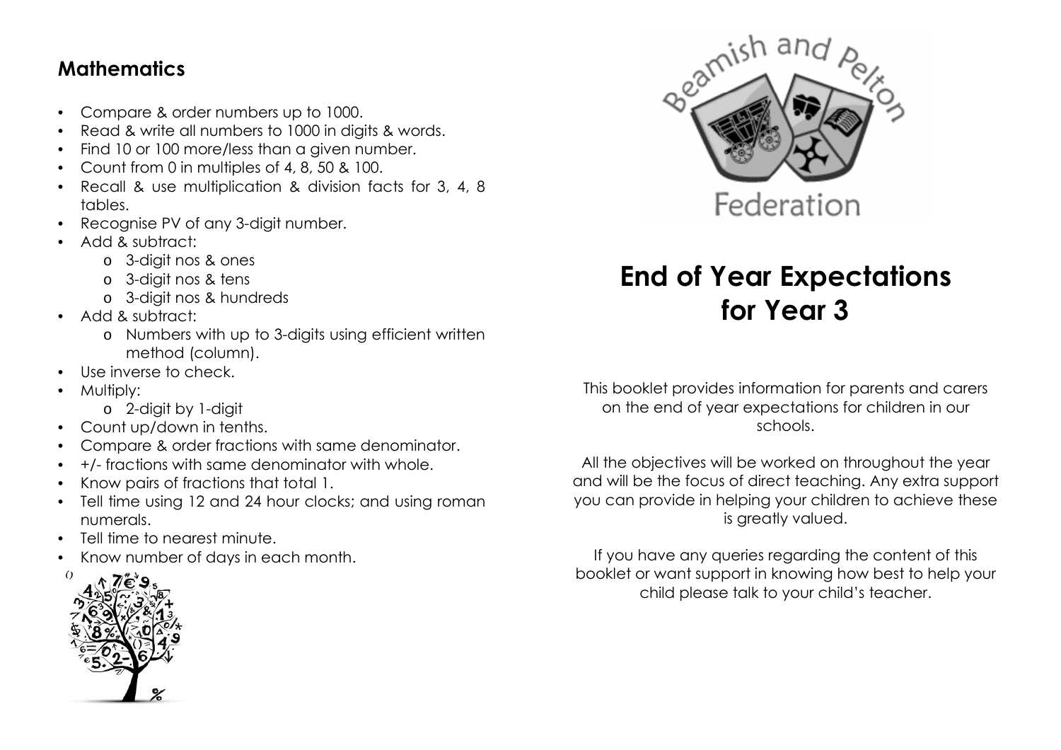## Mathematics

- Compare & order numbers up to 1000.
- Read & write all numbers to 1000 in digits & words.
- Find 10 or 100 more/less than a given number.
- Count from 0 in multiples of 4, 8, 50 & 100.
- Recall & use multiplication & division facts for 3, 4, 8 tables.
- Recognise PV of any 3-digit number.
- Add & subtract:
  - 3-digit nos & ones
  - 3-digit nos & tens
  - 3-digit nos & hundreds
- Add & subtract:
  - Numbers with up to 3-digits using efficient written method (column).
- Use inverse to check.
- Multiply:
  - 2-digit by 1-digit
- Count up/down in tenths.
- Compare & order fractions with same denominator.
- +/- fractions with same denominator with whole.
- Know pairs of fractions that total 1.
- Tell time using 12 and 24 hour clocks; and using roman numerals.
- Tell time to nearest minute.
- Know number of days in each month.

Beamish and Pelton Federation

# End of Year Expectations for Year 3

This booklet provides information for parents and carers on the end of year expectations for children in our schools.

All the objectives will be worked on throughout the year and will be the focus of direct teaching. Any extra support you can provide in helping your children to achieve these is greatly valued.

If you have any queries regarding the content of this booklet or want support in knowing how best to help your child please talk to your child's teacher.